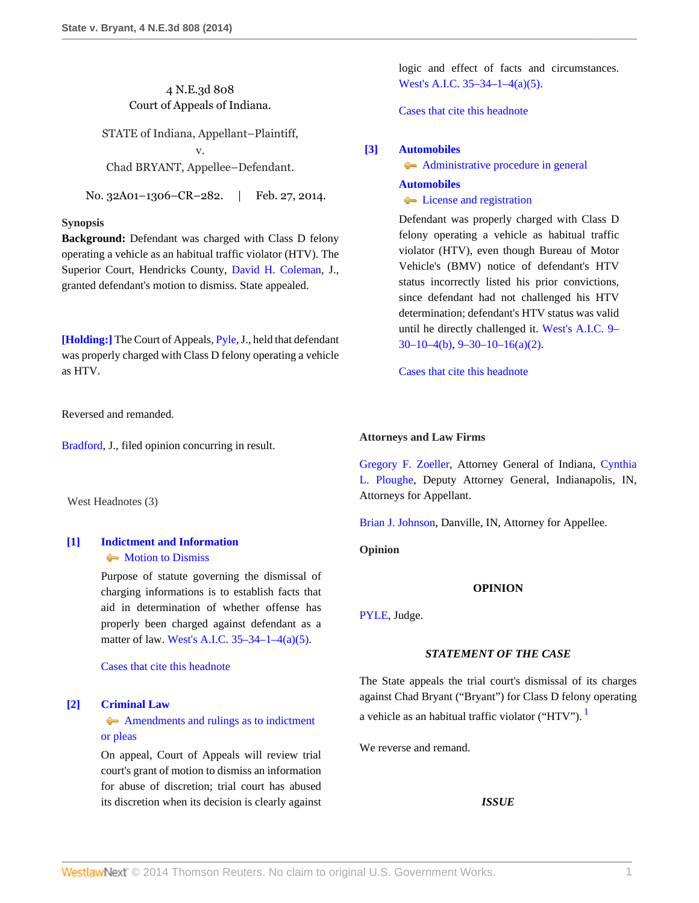4 N.E.3d 808
Court of Appeals of Indiana.

STATE of Indiana, Appellant–Plaintiff,
v.
Chad BRYANT, Appellee–Defendant.

No. 32A01–1306–CR–282. | Feb. 27, 2014.

**Synopsis**

**Background:** Defendant was charged with Class D felony operating a vehicle as an habitual traffic violator (HTV). The Superior Court, Hendricks County, David H. Coleman, J., granted defendant's motion to dismiss. State appealed.

**[Holding:]** The Court of Appeals, Pyle, J., held that defendant was properly charged with Class D felony operating a vehicle as HTV.

Reversed and remanded.

Bradford, J., filed opinion concurring in result.

West Headnotes (3)

**[1] Indictment and Information**
Motion to Dismiss

Purpose of statute governing the dismissal of charging informations is to establish facts that aid in determination of whether offense has properly been charged against defendant as a matter of law. West's A.I.C. 35–34–1–4(a)(5).

Cases that cite this headnote

**[2] Criminal Law**
Amendments and rulings as to indictment or pleas

On appeal, Court of Appeals will review trial court's grant of motion to dismiss an information for abuse of discretion; trial court has abused its discretion when its decision is clearly against logic and effect of facts and circumstances. West's A.I.C. 35–34–1–4(a)(5).

Cases that cite this headnote

**[3] Automobiles**
Administrative procedure in general

**Automobiles**
License and registration

Defendant was properly charged with Class D felony operating a vehicle as habitual traffic violator (HTV), even though Bureau of Motor Vehicle's (BMV) notice of defendant's HTV status incorrectly listed his prior convictions, since defendant had not challenged his HTV determination; defendant's HTV status was valid until he directly challenged it. West's A.I.C. 9–30–10–4(b), 9–30–10–16(a)(2).

Cases that cite this headnote

**Attorneys and Law Firms**

Gregory F. Zoeller, Attorney General of Indiana, Cynthia L. Ploughe, Deputy Attorney General, Indianapolis, IN, Attorneys for Appellant.

Brian J. Johnson, Danville, IN, Attorney for Appellee.

**Opinion**

## OPINION

PYLE, Judge.

### *STATEMENT OF THE CASE*

The State appeals the trial court's dismissal of its charges against Chad Bryant ("Bryant") for Class D felony operating a vehicle as an habitual traffic violator ("HTV").[1]

We reverse and remand.

### *ISSUE*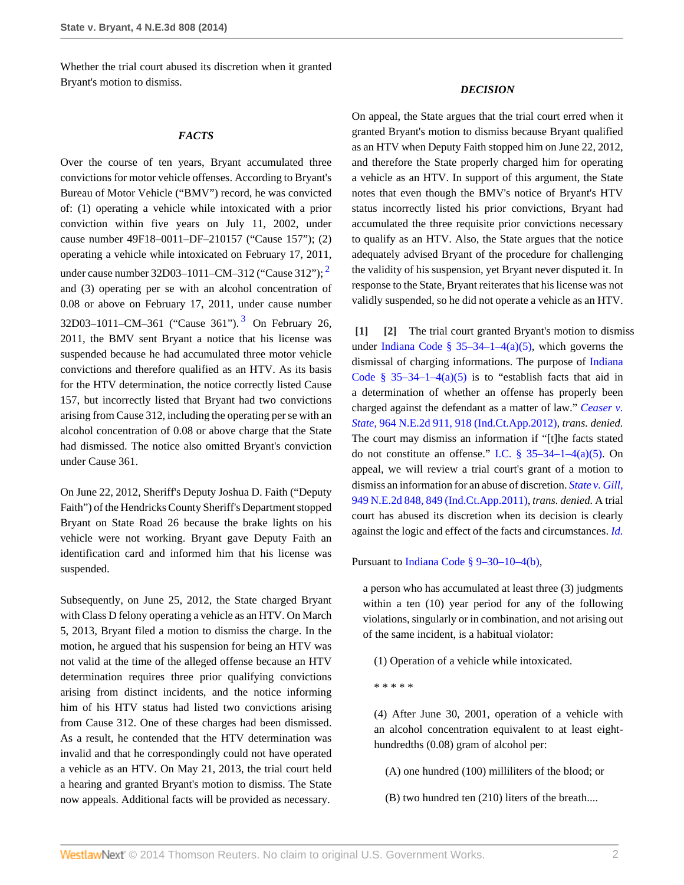Whether the trial court abused its discretion when it granted Bryant's motion to dismiss.

## *FACTS*

Over the course of ten years, Bryant accumulated three convictions for motor vehicle offenses. According to Bryant's Bureau of Motor Vehicle ("BMV") record, he was convicted of: (1) operating a vehicle while intoxicated with a prior conviction within five years on July 11, 2002, under cause number 49F18–0011–DF–210157 ("Cause 157"); (2) operating a vehicle while intoxicated on February 17, 2011, under cause number 32D03–1011–CM–312 ("Cause 312");[2] and (3) operating per se with an alcohol concentration of 0.08 or above on February 17, 2011, under cause number 32D03–1011–CM–361 ("Cause 361").[3] On February 26, 2011, the BMV sent Bryant a notice that his license was suspended because he had accumulated three motor vehicle convictions and therefore qualified as an HTV. As its basis for the HTV determination, the notice correctly listed Cause 157, but incorrectly listed that Bryant had two convictions arising from Cause 312, including the operating per se with an alcohol concentration of 0.08 or above charge that the State had dismissed. The notice also omitted Bryant's conviction under Cause 361.

On June 22, 2012, Sheriff's Deputy Joshua D. Faith ("Deputy Faith") of the Hendricks County Sheriff's Department stopped Bryant on State Road 26 because the brake lights on his vehicle were not working. Bryant gave Deputy Faith an identification card and informed him that his license was suspended.

Subsequently, on June 25, 2012, the State charged Bryant with Class D felony operating a vehicle as an HTV. On March 5, 2013, Bryant filed a motion to dismiss the charge. In the motion, he argued that his suspension for being an HTV was not valid at the time of the alleged offense because an HTV determination requires three prior qualifying convictions arising from distinct incidents, and the notice informing him of his HTV status had listed two convictions arising from Cause 312. One of these charges had been dismissed. As a result, he contended that the HTV determination was invalid and that he correspondingly could not have operated a vehicle as an HTV. On May 21, 2013, the trial court held a hearing and granted Bryant's motion to dismiss. The State now appeals. Additional facts will be provided as necessary.

## *DECISION*

On appeal, the State argues that the trial court erred when it granted Bryant's motion to dismiss because Bryant qualified as an HTV when Deputy Faith stopped him on June 22, 2012, and therefore the State properly charged him for operating a vehicle as an HTV. In support of this argument, the State notes that even though the BMV's notice of Bryant's HTV status incorrectly listed his prior convictions, Bryant had accumulated the three requisite prior convictions necessary to qualify as an HTV. Also, the State argues that the notice adequately advised Bryant of the procedure for challenging the validity of his suspension, yet Bryant never disputed it. In response to the State, Bryant reiterates that his license was not validly suspended, so he did not operate a vehicle as an HTV.

**[1] [2]** The trial court granted Bryant's motion to dismiss under Indiana Code § 35–34–1–4(a)(5), which governs the dismissal of charging informations. The purpose of Indiana Code § 35–34–1–4(a)(5) is to "establish facts that aid in a determination of whether an offense has properly been charged against the defendant as a matter of law." *Ceaser v. State,* 964 N.E.2d 911, 918 (Ind.Ct.App.2012), *trans. denied.* The court may dismiss an information if "[t]he facts stated do not constitute an offense." I.C. § 35–34–1–4(a)(5). On appeal, we will review a trial court's grant of a motion to dismiss an information for an abuse of discretion. *State v. Gill,* 949 N.E.2d 848, 849 (Ind.Ct.App.2011), *trans. denied.* A trial court has abused its discretion when its decision is clearly against the logic and effect of the facts and circumstances. *Id.*

Pursuant to Indiana Code § 9–30–10–4(b),

> a person who has accumulated at least three (3) judgments within a ten (10) year period for any of the following violations, singularly or in combination, and not arising out of the same incident, is a habitual violator:
>
> (1) Operation of a vehicle while intoxicated.
>
> * * * * *
>
> (4) After June 30, 2001, operation of a vehicle with an alcohol concentration equivalent to at least eight-hundredths (0.08) gram of alcohol per:
>
> (A) one hundred (100) milliliters of the blood; or
>
> (B) two hundred ten (210) liters of the breath....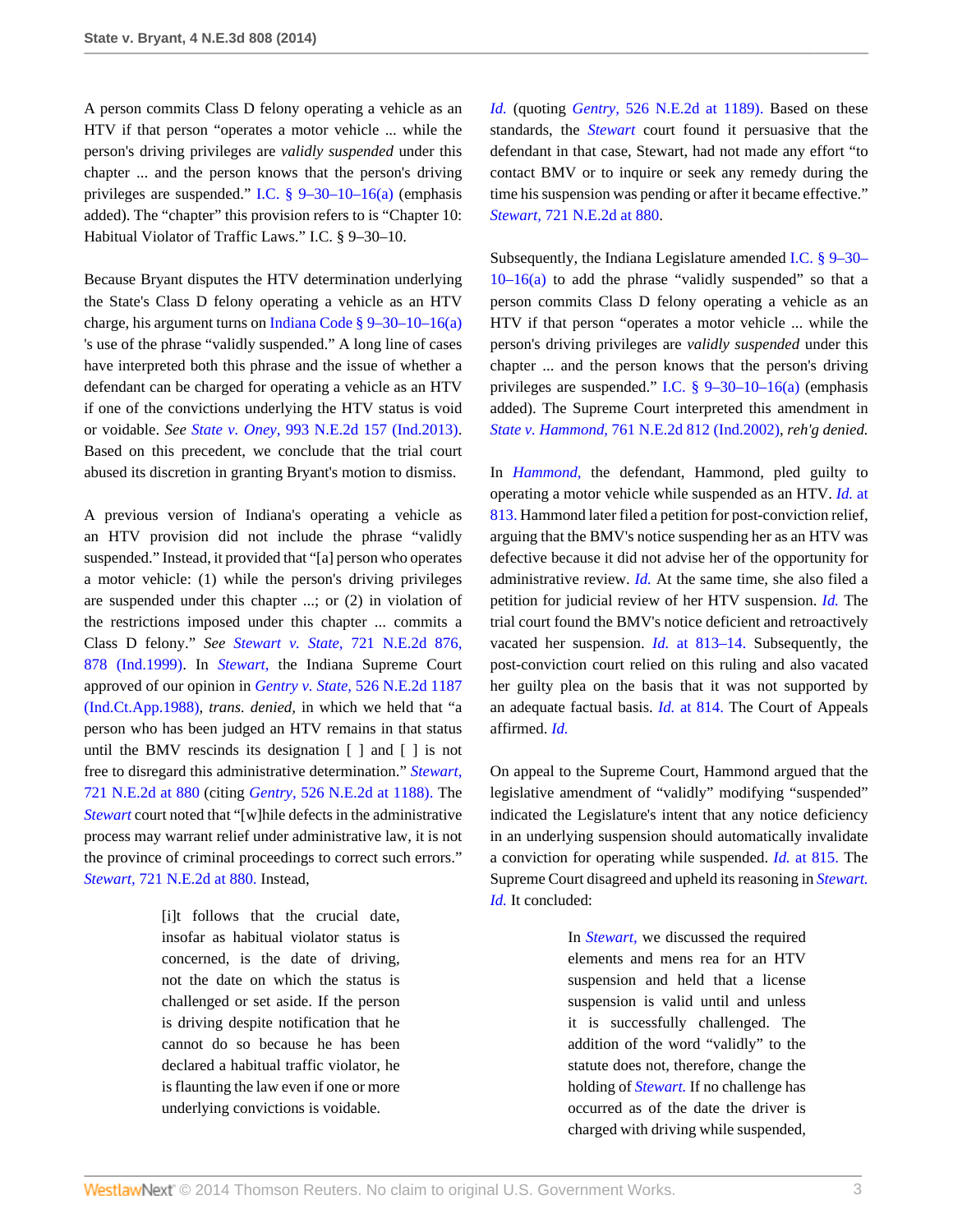A person commits Class D felony operating a vehicle as an HTV if that person "operates a motor vehicle ... while the person's driving privileges are *validly suspended* under this chapter ... and the person knows that the person's driving privileges are suspended." I.C. § 9–30–10–16(a) (emphasis added). The "chapter" this provision refers to is "Chapter 10: Habitual Violator of Traffic Laws." I.C. § 9–30–10.

Because Bryant disputes the HTV determination underlying the State's Class D felony operating a vehicle as an HTV charge, his argument turns on Indiana Code § 9–30–10–16(a) 's use of the phrase "validly suspended." A long line of cases have interpreted both this phrase and the issue of whether a defendant can be charged for operating a vehicle as an HTV if one of the convictions underlying the HTV status is void or voidable. *See* *State v. Oney,* 993 N.E.2d 157 (Ind.2013). Based on this precedent, we conclude that the trial court abused its discretion in granting Bryant's motion to dismiss.

A previous version of Indiana's operating a vehicle as an HTV provision did not include the phrase "validly suspended." Instead, it provided that "[a] person who operates a motor vehicle: (1) while the person's driving privileges are suspended under this chapter ...; or (2) in violation of the restrictions imposed under this chapter ... commits a Class D felony." *See* *Stewart v. State,* 721 N.E.2d 876, 878 (Ind.1999). In *Stewart,* the Indiana Supreme Court approved of our opinion in *Gentry v. State,* 526 N.E.2d 1187 (Ind.Ct.App.1988), *trans. denied,* in which we held that "a person who has been judged an HTV remains in that status until the BMV rescinds its designation [ ] and [ ] is not free to disregard this administrative determination." *Stewart,* 721 N.E.2d at 880 (citing *Gentry,* 526 N.E.2d at 1188). The *Stewart* court noted that "[w]hile defects in the administrative process may warrant relief under administrative law, it is not the province of criminal proceedings to correct such errors." *Stewart,* 721 N.E.2d at 880. Instead,

> [i]t follows that the crucial date, insofar as habitual violator status is concerned, is the date of driving, not the date on which the status is challenged or set aside. If the person is driving despite notification that he cannot do so because he has been declared a habitual traffic violator, he is flaunting the law even if one or more underlying convictions is voidable.

*Id.* (quoting *Gentry,* 526 N.E.2d at 1189). Based on these standards, the *Stewart* court found it persuasive that the defendant in that case, Stewart, had not made any effort "to contact BMV or to inquire or seek any remedy during the time his suspension was pending or after it became effective." *Stewart,* 721 N.E.2d at 880.

Subsequently, the Indiana Legislature amended I.C. § 9–30–10–16(a) to add the phrase "validly suspended" so that a person commits Class D felony operating a vehicle as an HTV if that person "operates a motor vehicle ... while the person's driving privileges are *validly suspended* under this chapter ... and the person knows that the person's driving privileges are suspended." I.C. § 9–30–10–16(a) (emphasis added). The Supreme Court interpreted this amendment in *State v. Hammond,* 761 N.E.2d 812 (Ind.2002), *reh'g denied.*

In *Hammond,* the defendant, Hammond, pled guilty to operating a motor vehicle while suspended as an HTV. *Id.* at 813. Hammond later filed a petition for post-conviction relief, arguing that the BMV's notice suspending her as an HTV was defective because it did not advise her of the opportunity for administrative review. *Id.* At the same time, she also filed a petition for judicial review of her HTV suspension. *Id.* The trial court found the BMV's notice deficient and retroactively vacated her suspension. *Id.* at 813–14. Subsequently, the post-conviction court relied on this ruling and also vacated her guilty plea on the basis that it was not supported by an adequate factual basis. *Id.* at 814. The Court of Appeals affirmed. *Id.*

On appeal to the Supreme Court, Hammond argued that the legislative amendment of "validly" modifying "suspended" indicated the Legislature's intent that any notice deficiency in an underlying suspension should automatically invalidate a conviction for operating while suspended. *Id.* at 815. The Supreme Court disagreed and upheld its reasoning in *Stewart.* *Id.* It concluded:

> In *Stewart,* we discussed the required elements and mens rea for an HTV suspension and held that a license suspension is valid until and unless it is successfully challenged. The addition of the word "validly" to the statute does not, therefore, change the holding of *Stewart.* If no challenge has occurred as of the date the driver is charged with driving while suspended,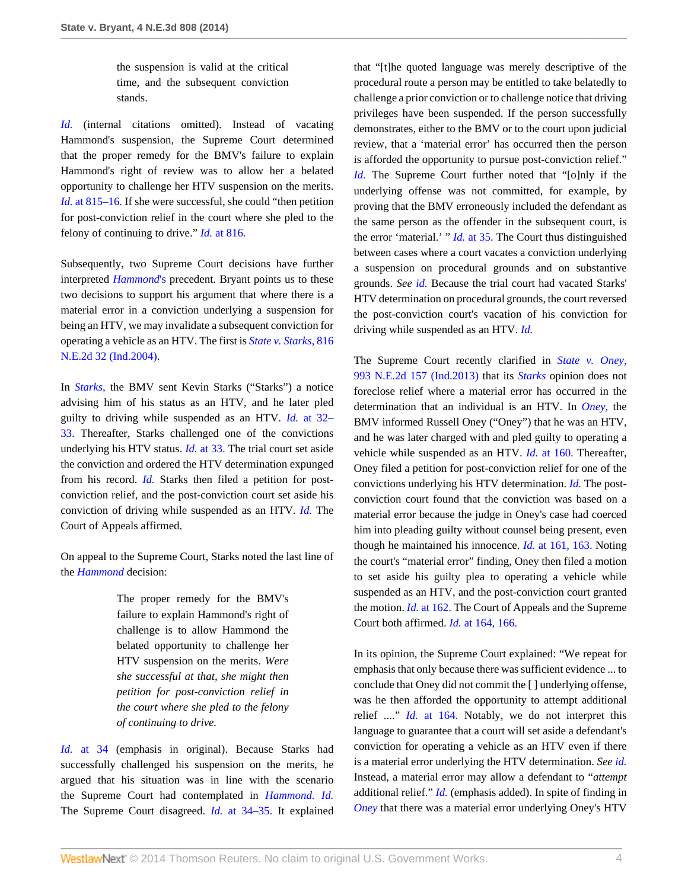> the suspension is valid at the critical time, and the subsequent conviction stands.

*Id.* (internal citations omitted). Instead of vacating Hammond's suspension, the Supreme Court determined that the proper remedy for the BMV's failure to explain Hammond's right of review was to allow her a belated opportunity to challenge her HTV suspension on the merits. *Id.* at 815–16. If she were successful, she could "then petition for post-conviction relief in the court where she pled to the felony of continuing to drive." *Id.* at 816.

Subsequently, two Supreme Court decisions have further interpreted *Hammond's* precedent. Bryant points us to these two decisions to support his argument that where there is a material error in a conviction underlying a suspension for being an HTV, we may invalidate a subsequent conviction for operating a vehicle as an HTV. The first is *State v. Starks,* 816 N.E.2d 32 (Ind.2004).

In *Starks,* the BMV sent Kevin Starks ("Starks") a notice advising him of his status as an HTV, and he later pled guilty to driving while suspended as an HTV. *Id.* at 32–33. Thereafter, Starks challenged one of the convictions underlying his HTV status. *Id.* at 33. The trial court set aside the conviction and ordered the HTV determination expunged from his record. *Id.* Starks then filed a petition for post-conviction relief, and the post-conviction court set aside his conviction of driving while suspended as an HTV. *Id.* The Court of Appeals affirmed.

On appeal to the Supreme Court, Starks noted the last line of the *Hammond* decision:

> The proper remedy for the BMV's failure to explain Hammond's right of challenge is to allow Hammond the belated opportunity to challenge her HTV suspension on the merits. *Were she successful at that, she might then petition for post-conviction relief in the court where she pled to the felony of continuing to drive.*

*Id.* at 34 (emphasis in original). Because Starks had successfully challenged his suspension on the merits, he argued that his situation was in line with the scenario the Supreme Court had contemplated in *Hammond. Id.* The Supreme Court disagreed. *Id.* at 34–35. It explained that "[t]he quoted language was merely descriptive of the procedural route a person may be entitled to take belatedly to challenge a prior conviction or to challenge notice that driving privileges have been suspended. If the person successfully demonstrates, either to the BMV or to the court upon judicial review, that a 'material error' has occurred then the person is afforded the opportunity to pursue post-conviction relief." *Id.* The Supreme Court further noted that "[o]nly if the underlying offense was not committed, for example, by proving that the BMV erroneously included the defendant as the same person as the offender in the subsequent court, is the error 'material.' " *Id.* at 35. The Court thus distinguished between cases where a court vacates a conviction underlying a suspension on procedural grounds and on substantive grounds. *See id.* Because the trial court had vacated Starks' HTV determination on procedural grounds, the court reversed the post-conviction court's vacation of his conviction for driving while suspended as an HTV. *Id.*

The Supreme Court recently clarified in *State v. Oney,* 993 N.E.2d 157 (Ind.2013) that its *Starks* opinion does not foreclose relief where a material error has occurred in the determination that an individual is an HTV. In *Oney,* the BMV informed Russell Oney ("Oney") that he was an HTV, and he was later charged with and pled guilty to operating a vehicle while suspended as an HTV. *Id.* at 160. Thereafter, Oney filed a petition for post-conviction relief for one of the convictions underlying his HTV determination. *Id.* The post-conviction court found that the conviction was based on a material error because the judge in Oney's case had coerced him into pleading guilty without counsel being present, even though he maintained his innocence. *Id.* at 161, 163. Noting the court's "material error" finding, Oney then filed a motion to set aside his guilty plea to operating a vehicle while suspended as an HTV, and the post-conviction court granted the motion. *Id.* at 162. The Court of Appeals and the Supreme Court both affirmed. *Id.* at 164, 166.

In its opinion, the Supreme Court explained: "We repeat for emphasis that only because there was sufficient evidence ... to conclude that Oney did not commit the [ ] underlying offense, was he then afforded the opportunity to attempt additional relief ...." *Id.* at 164. Notably, we do not interpret this language to guarantee that a court will set aside a defendant's conviction for operating a vehicle as an HTV even if there is a material error underlying the HTV determination. *See id.* Instead, a material error may allow a defendant to "*attempt* additional relief." *Id.* (emphasis added). In spite of finding in *Oney* that there was a material error underlying Oney's HTV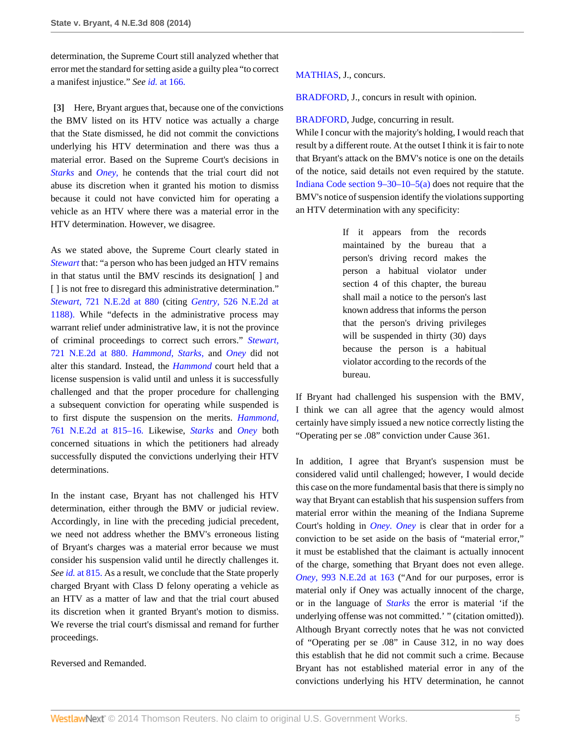determination, the Supreme Court still analyzed whether that error met the standard for setting aside a guilty plea "to correct a manifest injustice." *See id.* at 166.

**[3]** Here, Bryant argues that, because one of the convictions the BMV listed on its HTV notice was actually a charge that the State dismissed, he did not commit the convictions underlying his HTV determination and there was thus a material error. Based on the Supreme Court's decisions in *Starks* and *Oney,* he contends that the trial court did not abuse its discretion when it granted his motion to dismiss because it could not have convicted him for operating a vehicle as an HTV where there was a material error in the HTV determination. However, we disagree.

As we stated above, the Supreme Court clearly stated in *Stewart* that: "a person who has been judged an HTV remains in that status until the BMV rescinds its designation[ ] and [ ] is not free to disregard this administrative determination." *Stewart,* 721 N.E.2d at 880 (citing *Gentry,* 526 N.E.2d at 1188). While "defects in the administrative process may warrant relief under administrative law, it is not the province of criminal proceedings to correct such errors." *Stewart,* 721 N.E.2d at 880. *Hammond, Starks,* and *Oney* did not alter this standard. Instead, the *Hammond* court held that a license suspension is valid until and unless it is successfully challenged and that the proper procedure for challenging a subsequent conviction for operating while suspended is to first dispute the suspension on the merits. *Hammond,* 761 N.E.2d at 815–16. Likewise, *Starks* and *Oney* both concerned situations in which the petitioners had already successfully disputed the convictions underlying their HTV determinations.

In the instant case, Bryant has not challenged his HTV determination, either through the BMV or judicial review. Accordingly, in line with the preceding judicial precedent, we need not address whether the BMV's erroneous listing of Bryant's charges was a material error because we must consider his suspension valid until he directly challenges it. *See id.* at 815. As a result, we conclude that the State properly charged Bryant with Class D felony operating a vehicle as an HTV as a matter of law and that the trial court abused its discretion when it granted Bryant's motion to dismiss. We reverse the trial court's dismissal and remand for further proceedings.

Reversed and Remanded.

MATHIAS, J., concurs.

BRADFORD, J., concurs in result with opinion.

BRADFORD, Judge, concurring in result.

While I concur with the majority's holding, I would reach that result by a different route. At the outset I think it is fair to note that Bryant's attack on the BMV's notice is one on the details of the notice, said details not even required by the statute. Indiana Code section 9–30–10–5(a) does not require that the BMV's notice of suspension identify the violations supporting an HTV determination with any specificity:

> If it appears from the records maintained by the bureau that a person's driving record makes the person a habitual violator under section 4 of this chapter, the bureau shall mail a notice to the person's last known address that informs the person that the person's driving privileges will be suspended in thirty (30) days because the person is a habitual violator according to the records of the bureau.

If Bryant had challenged his suspension with the BMV, I think we can all agree that the agency would almost certainly have simply issued a new notice correctly listing the "Operating per se .08" conviction under Cause 361.

In addition, I agree that Bryant's suspension must be considered valid until challenged; however, I would decide this case on the more fundamental basis that there is simply no way that Bryant can establish that his suspension suffers from material error within the meaning of the Indiana Supreme Court's holding in *Oney. Oney* is clear that in order for a conviction to be set aside on the basis of "material error," it must be established that the claimant is actually innocent of the charge, something that Bryant does not even allege. *Oney,* 993 N.E.2d at 163 ("And for our purposes, error is material only if Oney was actually innocent of the charge, or in the language of *Starks* the error is material 'if the underlying offense was not committed.' " (citation omitted)). Although Bryant correctly notes that he was not convicted of "Operating per se .08" in Cause 312, in no way does this establish that he did not commit such a crime. Because Bryant has not established material error in any of the convictions underlying his HTV determination, he cannot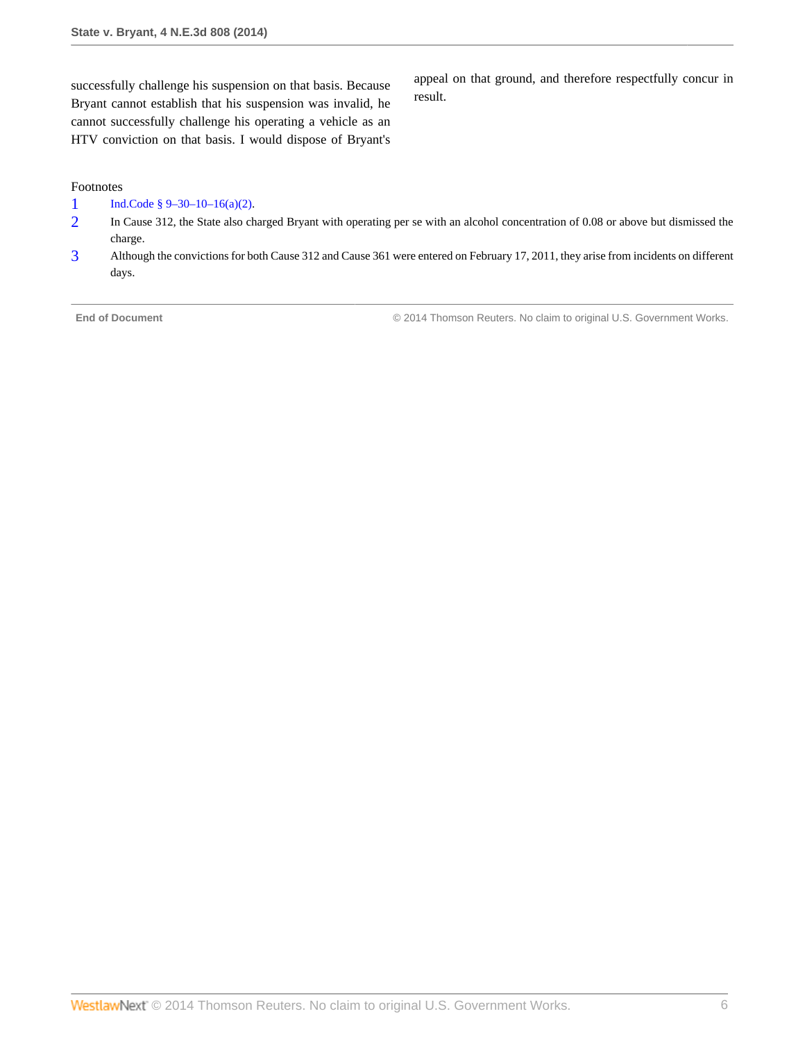successfully challenge his suspension on that basis. Because Bryant cannot establish that his suspension was invalid, he cannot successfully challenge his operating a vehicle as an HTV conviction on that basis. I would dispose of Bryant's appeal on that ground, and therefore respectfully concur in result.

Footnotes

1 Ind.Code § 9–30–10–16(a)(2).

2 In Cause 312, the State also charged Bryant with operating per se with an alcohol concentration of 0.08 or above but dismissed the charge.

3 Although the convictions for both Cause 312 and Cause 361 were entered on February 17, 2011, they arise from incidents on different days.

End of Document © 2014 Thomson Reuters. No claim to original U.S. Government Works.